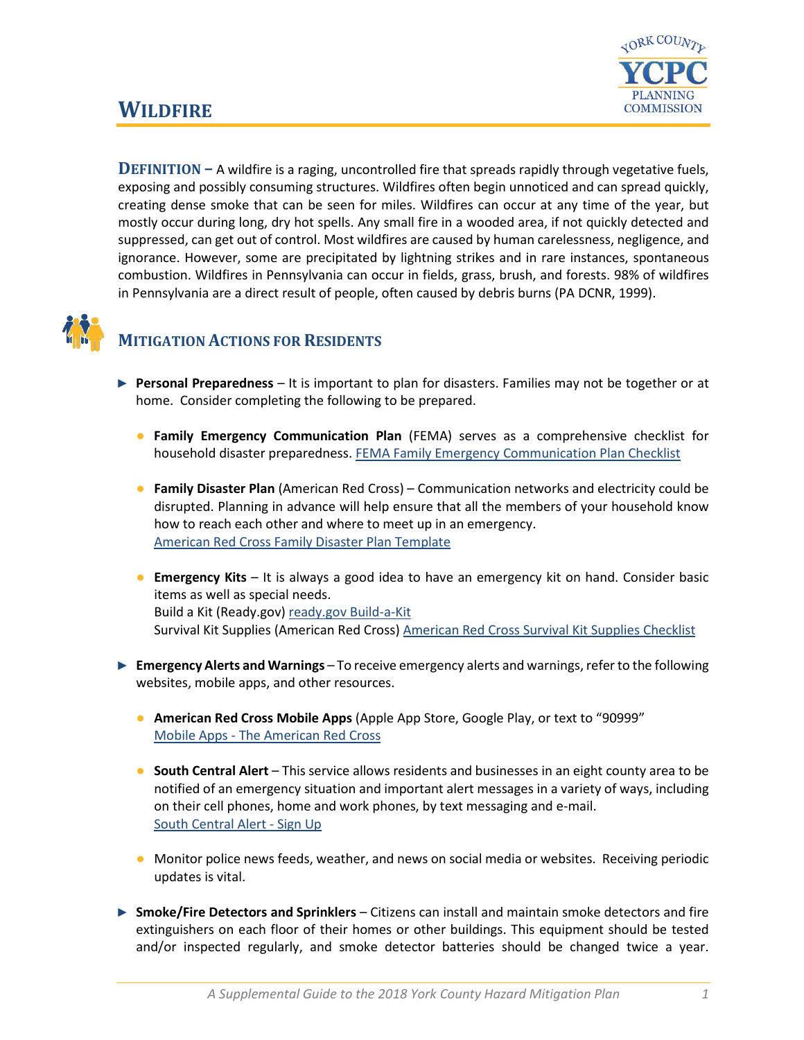# WILDFIRE

**DEFINITION –** A wildfire is a raging, uncontrolled fire that spreads rapidly through vegetative fuels, exposing and possibly consuming structures. Wildfires often begin unnoticed and can spread quickly, creating dense smoke that can be seen for miles. Wildfires can occur at any time of the year, but mostly occur during long, dry hot spells. Any small fire in a wooded area, if not quickly detected and suppressed, can get out of control. Most wildfires are caused by human carelessness, negligence, and ignorance. However, some are precipitated by lightning strikes and in rare instances, spontaneous combustion. Wildfires in Pennsylvania can occur in fields, grass, brush, and forests. 98% of wildfires in Pennsylvania are a direct result of people, often caused by debris burns (PA DCNR, 1999).

## MITIGATION ACTIONS FOR RESIDENTS

- **Personal Preparedness** – It is important to plan for disasters. Families may not be together or at home. Consider completing the following to be prepared.
  - **Family Emergency Communication Plan** (FEMA) serves as a comprehensive checklist for household disaster preparedness. FEMA Family Emergency Communication Plan Checklist
  - **Family Disaster Plan** (American Red Cross) – Communication networks and electricity could be disrupted. Planning in advance will help ensure that all the members of your household know how to reach each other and where to meet up in an emergency.
    American Red Cross Family Disaster Plan Template
  - **Emergency Kits** – It is always a good idea to have an emergency kit on hand. Consider basic items as well as special needs.
    Build a Kit (Ready.gov) ready.gov Build-a-Kit
    Survival Kit Supplies (American Red Cross) American Red Cross Survival Kit Supplies Checklist
- **Emergency Alerts and Warnings** – To receive emergency alerts and warnings, refer to the following websites, mobile apps, and other resources.
  - **American Red Cross Mobile Apps** (Apple App Store, Google Play, or text to "90999"
    Mobile Apps - The American Red Cross
  - **South Central Alert** – This service allows residents and businesses in an eight county area to be notified of an emergency situation and important alert messages in a variety of ways, including on their cell phones, home and work phones, by text messaging and e-mail.
    South Central Alert - Sign Up
  - Monitor police news feeds, weather, and news on social media or websites. Receiving periodic updates is vital.
- **Smoke/Fire Detectors and Sprinklers** – Citizens can install and maintain smoke detectors and fire extinguishers on each floor of their homes or other buildings. This equipment should be tested and/or inspected regularly, and smoke detector batteries should be changed twice a year.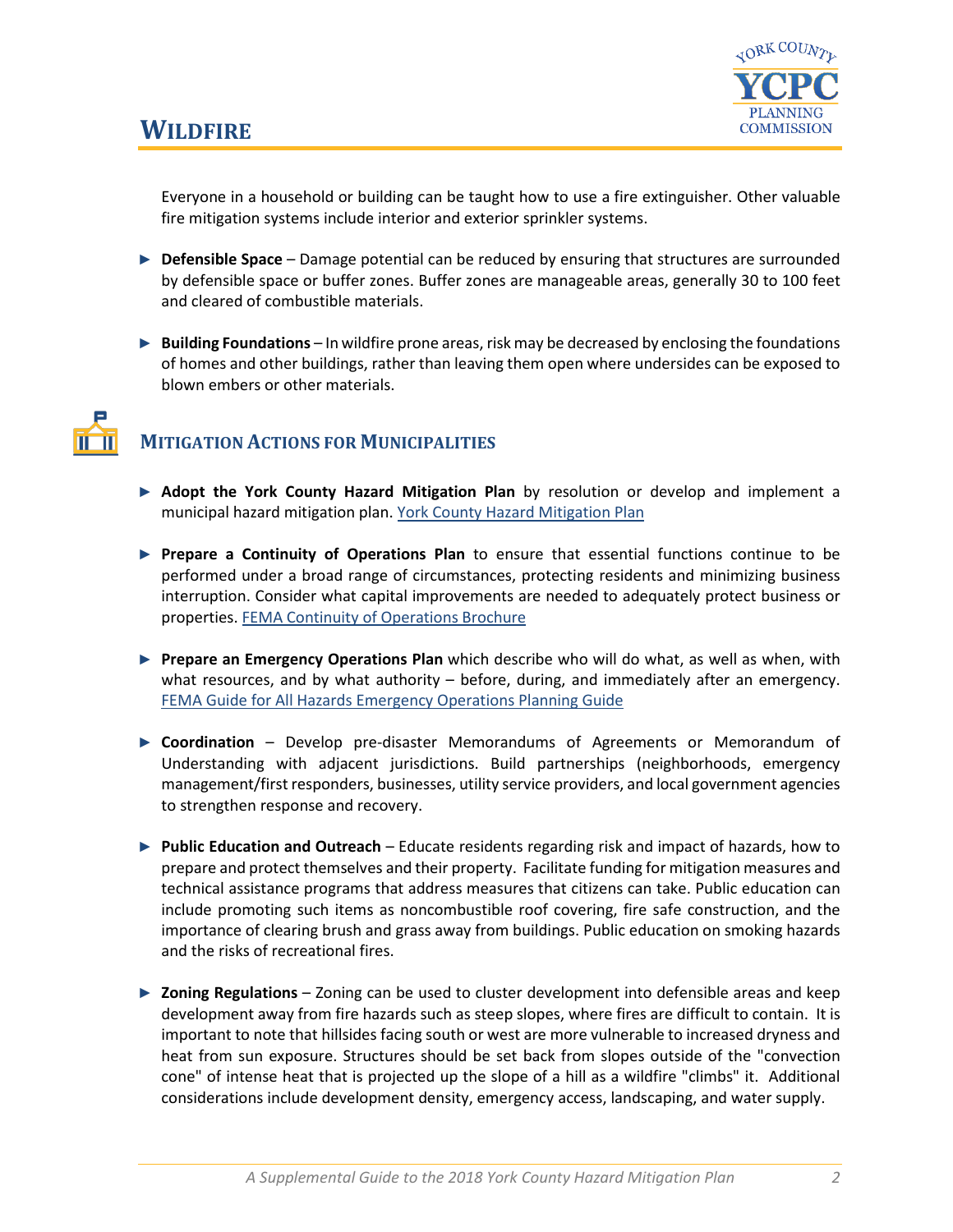Everyone in a household or building can be taught how to use a fire extinguisher. Other valuable fire mitigation systems include interior and exterior sprinkler systems.

- **Defensible Space** – Damage potential can be reduced by ensuring that structures are surrounded by defensible space or buffer zones. Buffer zones are manageable areas, generally 30 to 100 feet and cleared of combustible materials.

- **Building Foundations** – In wildfire prone areas, risk may be decreased by enclosing the foundations of homes and other buildings, rather than leaving them open where undersides can be exposed to blown embers or other materials.

## Mitigation Actions for Municipalities

- **Adopt the York County Hazard Mitigation Plan** by resolution or develop and implement a municipal hazard mitigation plan. York County Hazard Mitigation Plan

- **Prepare a Continuity of Operations Plan** to ensure that essential functions continue to be performed under a broad range of circumstances, protecting residents and minimizing business interruption. Consider what capital improvements are needed to adequately protect business or properties. FEMA Continuity of Operations Brochure

- **Prepare an Emergency Operations Plan** which describe who will do what, as well as when, with what resources, and by what authority – before, during, and immediately after an emergency. FEMA Guide for All Hazards Emergency Operations Planning Guide

- **Coordination** – Develop pre-disaster Memorandums of Agreements or Memorandum of Understanding with adjacent jurisdictions. Build partnerships (neighborhoods, emergency management/first responders, businesses, utility service providers, and local government agencies to strengthen response and recovery.

- **Public Education and Outreach** – Educate residents regarding risk and impact of hazards, how to prepare and protect themselves and their property. Facilitate funding for mitigation measures and technical assistance programs that address measures that citizens can take. Public education can include promoting such items as noncombustible roof covering, fire safe construction, and the importance of clearing brush and grass away from buildings. Public education on smoking hazards and the risks of recreational fires.

- **Zoning Regulations** – Zoning can be used to cluster development into defensible areas and keep development away from fire hazards such as steep slopes, where fires are difficult to contain. It is important to note that hillsides facing south or west are more vulnerable to increased dryness and heat from sun exposure. Structures should be set back from slopes outside of the "convection cone" of intense heat that is projected up the slope of a hill as a wildfire "climbs" it. Additional considerations include development density, emergency access, landscaping, and water supply.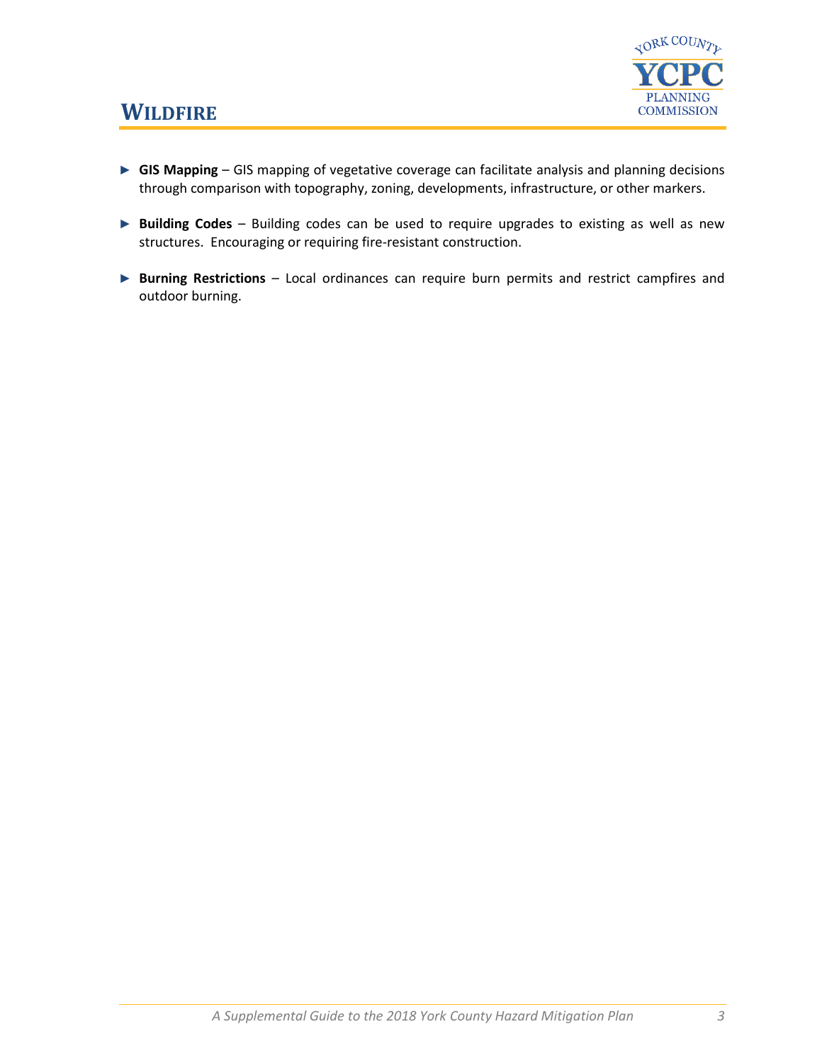# WILDFIRE

- **GIS Mapping** – GIS mapping of vegetative coverage can facilitate analysis and planning decisions through comparison with topography, zoning, developments, infrastructure, or other markers.

- **Building Codes** – Building codes can be used to require upgrades to existing as well as new structures. Encouraging or requiring fire-resistant construction.

- **Burning Restrictions** – Local ordinances can require burn permits and restrict campfires and outdoor burning.